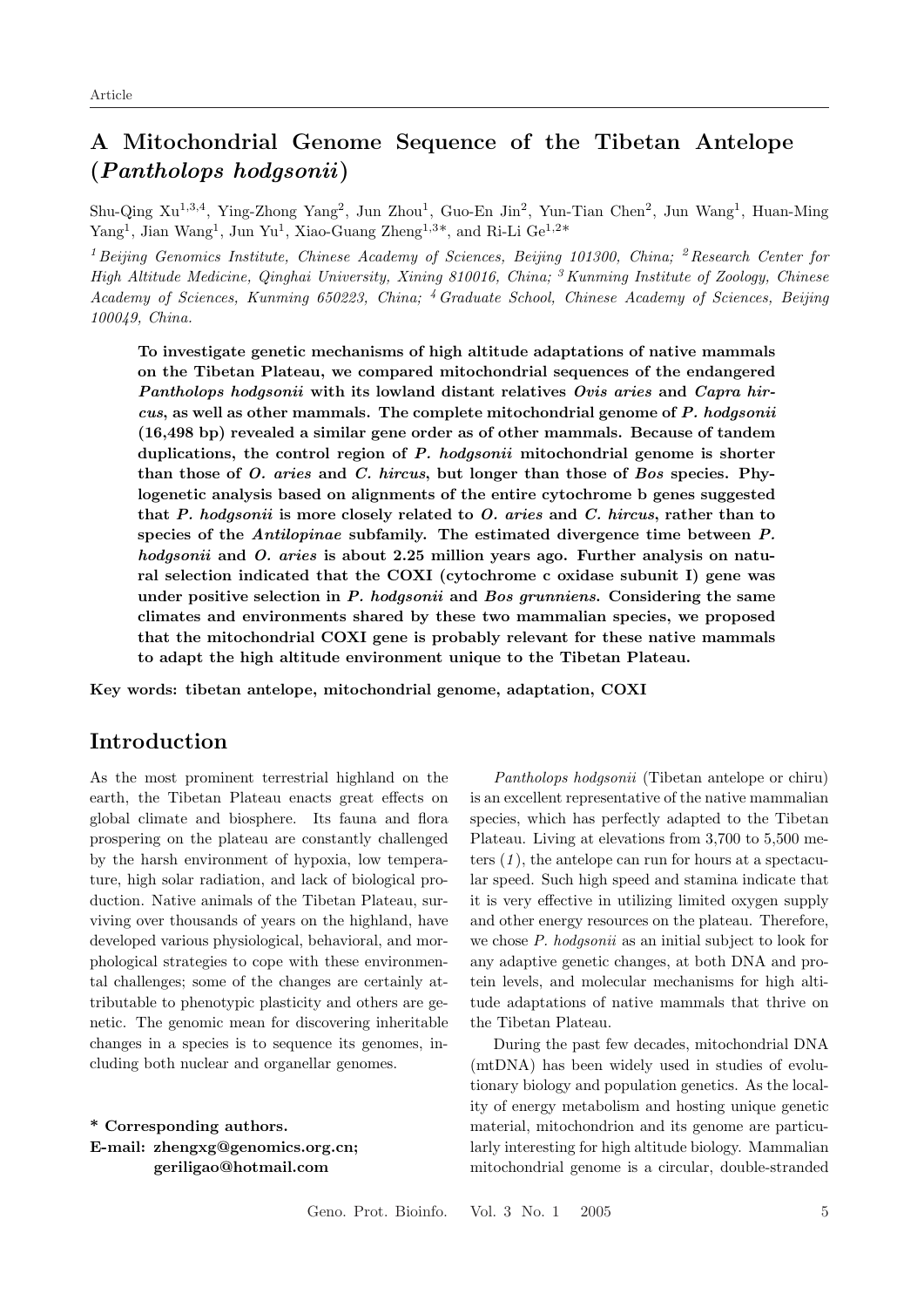Article

# A Mitochondrial Genome Sequence of the Tibetan Antelope (*Pantholops hodgsonii*)

Shu-Qing Xu[1,3,4], Ying-Zhong Yang[2], Jun Zhou[1], Guo-En Jin[2], Yun-Tian Chen[2], Jun Wang[1], Huan-Ming Yang[1], Jian Wang[1], Jun Yu[1], Xiao-Guang Zheng[1,3]*, and Ri-Li Ge[1,2]*

[1] *Beijing Genomics Institute, Chinese Academy of Sciences, Beijing 101300, China;* [2] *Research Center for High Altitude Medicine, Qinghai University, Xining 810016, China;* [3] *Kunming Institute of Zoology, Chinese Academy of Sciences, Kunming 650223, China;* [4] *Graduate School, Chinese Academy of Sciences, Beijing 100049, China.*

**To investigate genetic mechanisms of high altitude adaptations of native mammals on the Tibetan Plateau, we compared mitochondrial sequences of the endangered *Pantholops hodgsonii* with its lowland distant relatives *Ovis aries* and *Capra hircus*, as well as other mammals. The complete mitochondrial genome of *P. hodgsonii* (16,498 bp) revealed a similar gene order as of other mammals. Because of tandem duplications, the control region of *P. hodgsonii* mitochondrial genome is shorter than those of *O. aries* and *C. hircus*, but longer than those of *Bos* species. Phylogenetic analysis based on alignments of the entire cytochrome b genes suggested that *P. hodgsonii* is more closely related to *O. aries* and *C. hircus*, rather than to species of the *Antilopinae* subfamily. The estimated divergence time between *P. hodgsonii* and *O. aries* is about 2.25 million years ago. Further analysis on natural selection indicated that the COXI (cytochrome c oxidase subunit I) gene was under positive selection in *P. hodgsonii* and *Bos grunniens*. Considering the same climates and environments shared by these two mammalian species, we proposed that the mitochondrial COXI gene is probably relevant for these native mammals to adapt the high altitude environment unique to the Tibetan Plateau.**

**Key words: tibetan antelope, mitochondrial genome, adaptation, COXI**

## Introduction

As the most prominent terrestrial highland on the earth, the Tibetan Plateau enacts great effects on global climate and biosphere. Its fauna and flora prospering on the plateau are constantly challenged by the harsh environment of hypoxia, low temperature, high solar radiation, and lack of biological production. Native animals of the Tibetan Plateau, surviving over thousands of years on the highland, have developed various physiological, behavioral, and morphological strategies to cope with these environmental challenges; some of the changes are certainly attributable to phenotypic plasticity and others are genetic. The genomic mean for discovering inheritable changes in a species is to sequence its genomes, including both nuclear and organellar genomes.

*Pantholops hodgsonii* (Tibetan antelope or chiru) is an excellent representative of the native mammalian species, which has perfectly adapted to the Tibetan Plateau. Living at elevations from 3,700 to 5,500 meters (*1*), the antelope can run for hours at a spectacular speed. Such high speed and stamina indicate that it is very effective in utilizing limited oxygen supply and other energy resources on the plateau. Therefore, we chose *P. hodgsonii* as an initial subject to look for any adaptive genetic changes, at both DNA and protein levels, and molecular mechanisms for high altitude adaptations of native mammals that thrive on the Tibetan Plateau.

During the past few decades, mitochondrial DNA (mtDNA) has been widely used in studies of evolutionary biology and population genetics. As the locality of energy metabolism and hosting unique genetic material, mitochondrion and its genome are particularly interesting for high altitude biology. Mammalian mitochondrial genome is a circular, double-stranded

**\* Corresponding authors.**
**E-mail: zhengxg@genomics.org.cn; geriligao@hotmail.com**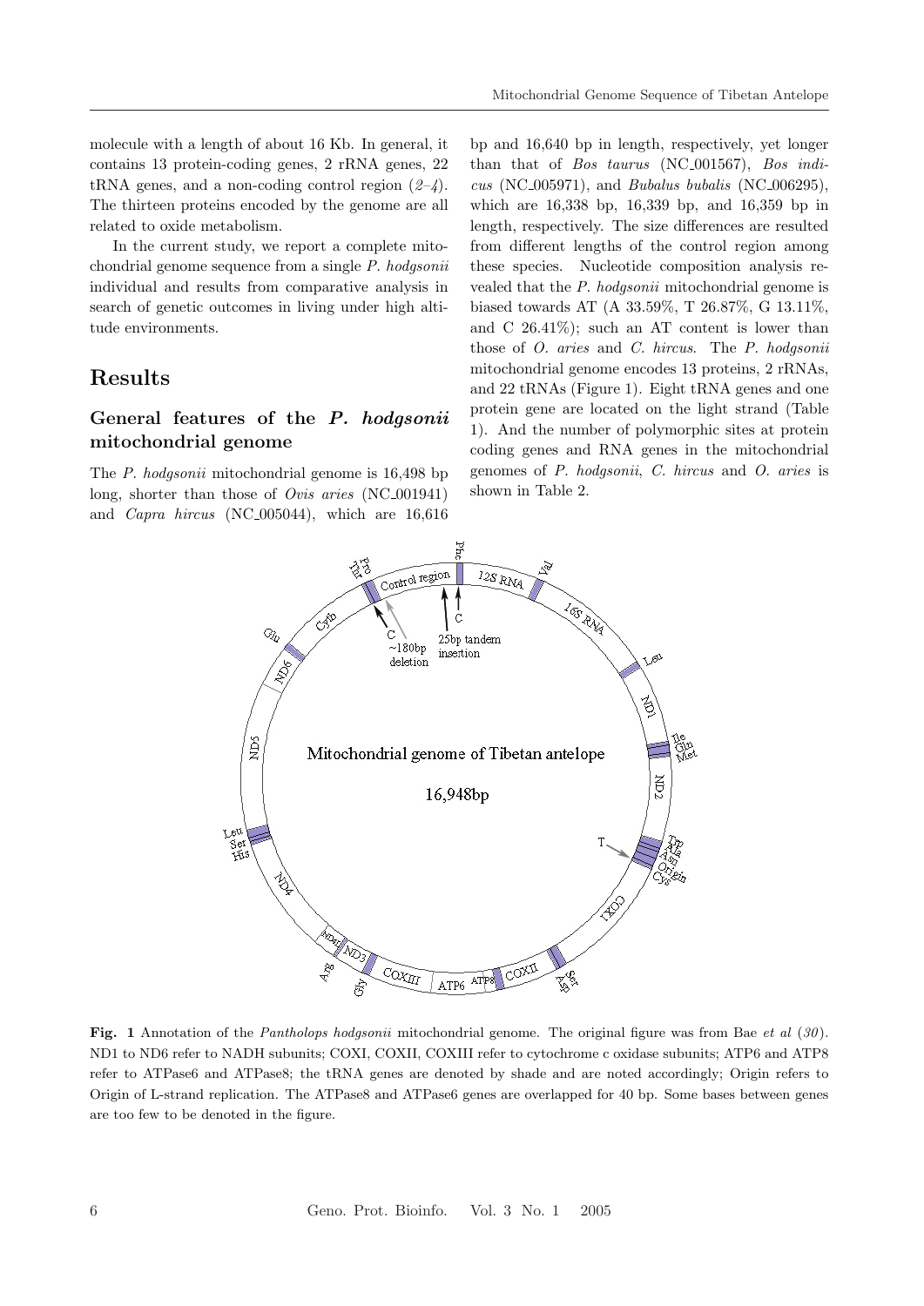molecule with a length of about 16 Kb. In general, it contains 13 protein-coding genes, 2 rRNA genes, 22 tRNA genes, and a non-coding control region (*2–4*). The thirteen proteins encoded by the genome are all related to oxide metabolism.

In the current study, we report a complete mitochondrial genome sequence from a single *P. hodgsonii* individual and results from comparative analysis in search of genetic outcomes in living under high altitude environments.

## Results

### General features of the *P. hodgsonii* mitochondrial genome

The *P. hodgsonii* mitochondrial genome is 16,498 bp long, shorter than those of *Ovis aries* (NC_001941) and *Capra hircus* (NC_005044), which are 16,616 bp and 16,640 bp in length, respectively, yet longer than that of *Bos taurus* (NC_001567), *Bos indicus* (NC_005971), and *Bubalus bubalis* (NC_006295), which are 16,338 bp, 16,339 bp, and 16,359 bp in length, respectively. The size differences are resulted from different lengths of the control region among these species. Nucleotide composition analysis revealed that the *P. hodgsonii* mitochondrial genome is biased towards AT (A 33.59%, T 26.87%, G 13.11%, and C 26.41%); such an AT content is lower than those of *O. aries* and *C. hircus*. The *P. hodgsonii* mitochondrial genome encodes 13 proteins, 2 rRNAs, and 22 tRNAs (Figure 1). Eight tRNA genes and one protein gene are located on the light strand (Table 1). And the number of polymorphic sites at protein coding genes and RNA genes in the mitochondrial genomes of *P. hodgsonii*, *C. hircus* and *O. aries* is shown in Table 2.

**Fig. 1** Annotation of the *Pantholops hodgsonii* mitochondrial genome. The original figure was from Bae *et al* (*30*). ND1 to ND6 refer to NADH subunits; COXI, COXII, COXIII refer to cytochrome c oxidase subunits; ATP6 and ATP8 refer to ATPase6 and ATPase8; the tRNA genes are denoted by shade and are noted accordingly; Origin refers to Origin of L-strand replication. The ATPase8 and ATPase6 genes are overlapped for 40 bp. Some bases between genes are too few to be denoted in the figure.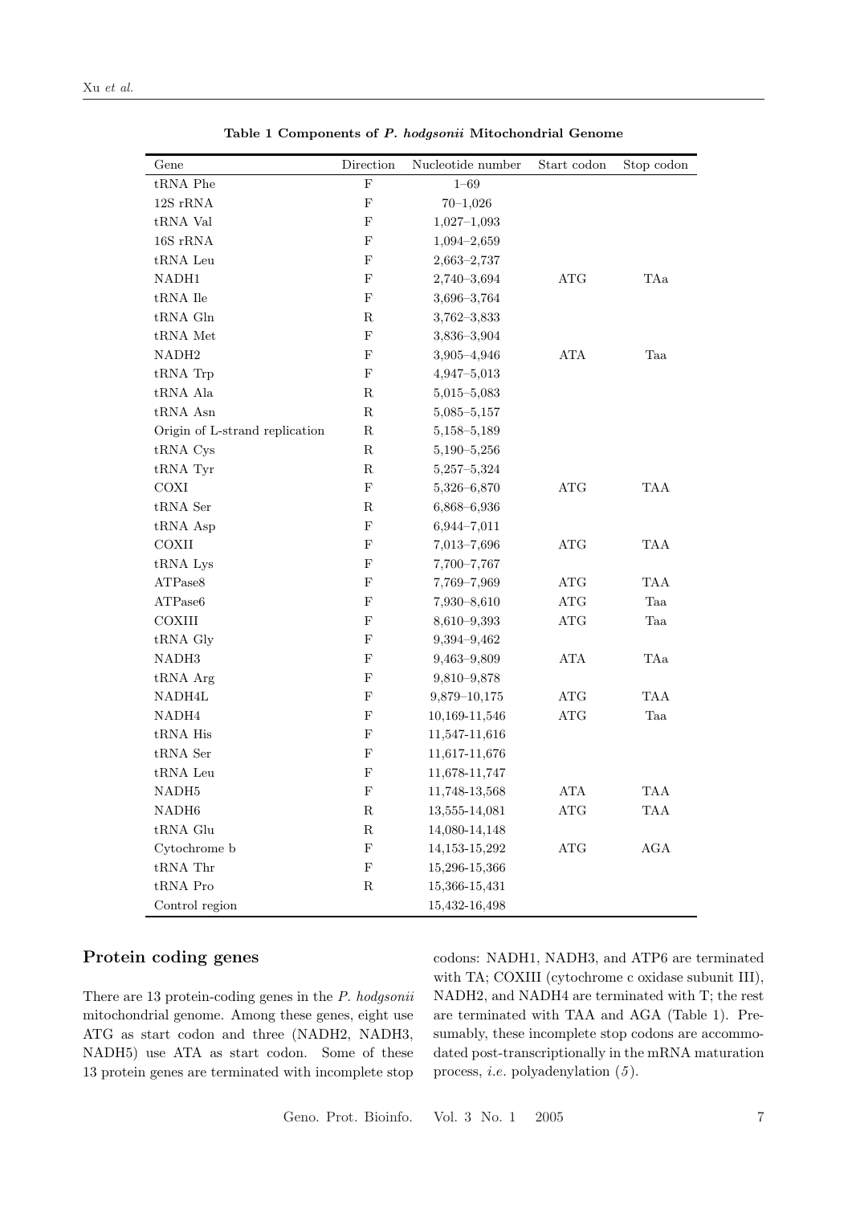**Table 1 Components of *P. hodgsonii* Mitochondrial Genome**

| Gene | Direction | Nucleotide number | Start codon | Stop codon |
|---|---|---|---|---|
| tRNA Phe | F | 1–69 | | |
| 12S rRNA | F | 70–1,026 | | |
| tRNA Val | F | 1,027–1,093 | | |
| 16S rRNA | F | 1,094–2,659 | | |
| tRNA Leu | F | 2,663–2,737 | | |
| NADH1 | F | 2,740–3,694 | ATG | TAa |
| tRNA Ile | F | 3,696–3,764 | | |
| tRNA Gln | R | 3,762–3,833 | | |
| tRNA Met | F | 3,836–3,904 | | |
| NADH2 | F | 3,905–4,946 | ATA | Taa |
| tRNA Trp | F | 4,947–5,013 | | |
| tRNA Ala | R | 5,015–5,083 | | |
| tRNA Asn | R | 5,085–5,157 | | |
| Origin of L-strand replication | R | 5,158–5,189 | | |
| tRNA Cys | R | 5,190–5,256 | | |
| tRNA Tyr | R | 5,257–5,324 | | |
| COXI | F | 5,326–6,870 | ATG | TAA |
| tRNA Ser | R | 6,868–6,936 | | |
| tRNA Asp | F | 6,944–7,011 | | |
| COXII | F | 7,013–7,696 | ATG | TAA |
| tRNA Lys | F | 7,700–7,767 | | |
| ATPase8 | F | 7,769–7,969 | ATG | TAA |
| ATPase6 | F | 7,930–8,610 | ATG | Taa |
| COXIII | F | 8,610–9,393 | ATG | Taa |
| tRNA Gly | F | 9,394–9,462 | | |
| NADH3 | F | 9,463–9,809 | ATA | TAa |
| tRNA Arg | F | 9,810–9,878 | | |
| NADH4L | F | 9,879–10,175 | ATG | TAA |
| NADH4 | F | 10,169-11,546 | ATG | Taa |
| tRNA His | F | 11,547-11,616 | | |
| tRNA Ser | F | 11,617-11,676 | | |
| tRNA Leu | F | 11,678-11,747 | | |
| NADH5 | F | 11,748-13,568 | ATA | TAA |
| NADH6 | R | 13,555-14,081 | ATG | TAA |
| tRNA Glu | R | 14,080-14,148 | | |
| Cytochrome b | F | 14,153-15,292 | ATG | AGA |
| tRNA Thr | F | 15,296-15,366 | | |
| tRNA Pro | R | 15,366-15,431 | | |
| Control region | | 15,432-16,498 | | |

## Protein coding genes

There are 13 protein-coding genes in the *P. hodgsonii* mitochondrial genome. Among these genes, eight use ATG as start codon and three (NADH2, NADH3, NADH5) use ATA as start codon. Some of these 13 protein genes are terminated with incomplete stop codons: NADH1, NADH3, and ATP6 are terminated with TA; COXIII (cytochrome c oxidase subunit III), NADH2, and NADH4 are terminated with T; the rest are terminated with TAA and AGA (Table 1). Presumably, these incomplete stop codons are accommodated post-transcriptionally in the mRNA maturation process, *i.e.* polyadenylation (*5*).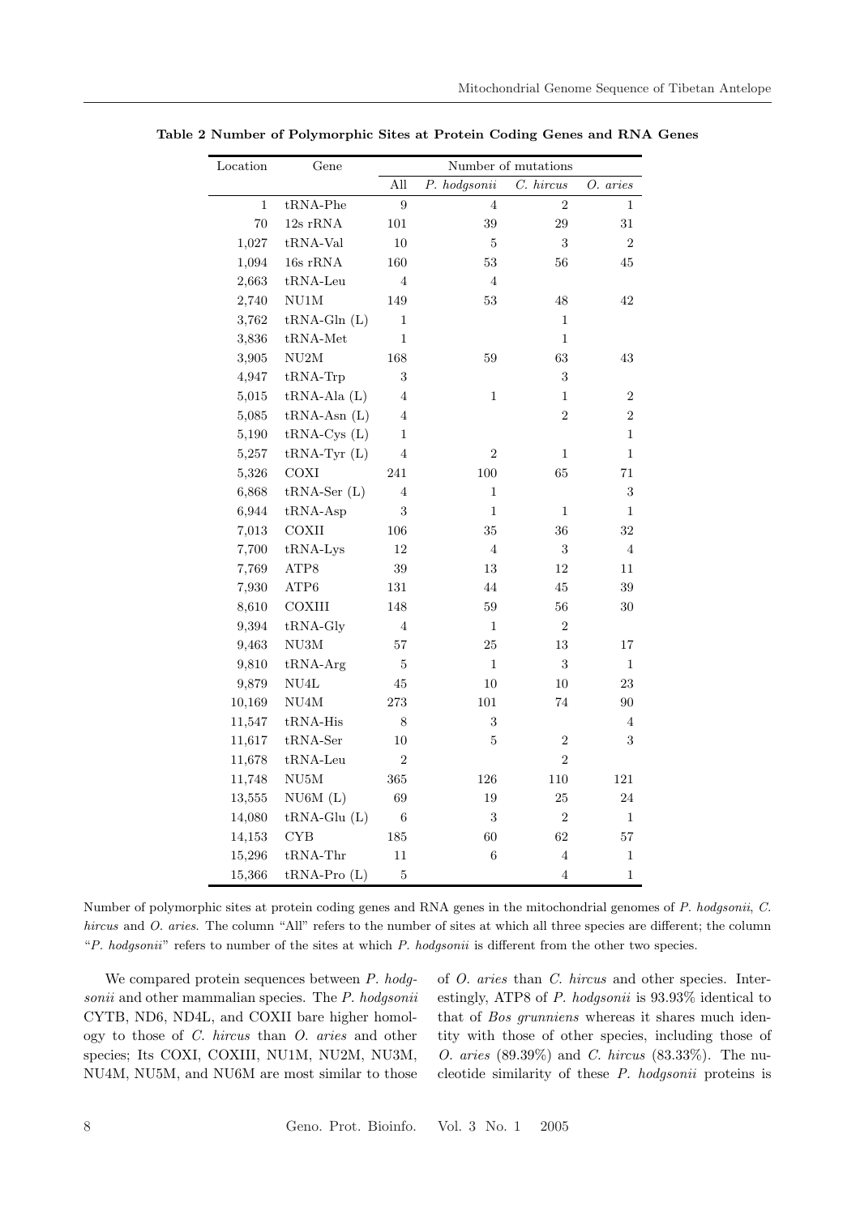**Table 2 Number of Polymorphic Sites at Protein Coding Genes and RNA Genes**

| Location | Gene | Number of mutations | | | |
|---|---|---|---|---|---|
| | | All | *P. hodgsonii* | *C. hircus* | *O. aries* |
| 1 | tRNA-Phe | 9 | 4 | 2 | 1 |
| 70 | 12s rRNA | 101 | 39 | 29 | 31 |
| 1,027 | tRNA-Val | 10 | 5 | 3 | 2 |
| 1,094 | 16s rRNA | 160 | 53 | 56 | 45 |
| 2,663 | tRNA-Leu | 4 | 4 | | |
| 2,740 | NU1M | 149 | 53 | 48 | 42 |
| 3,762 | tRNA-Gln (L) | 1 | | 1 | |
| 3,836 | tRNA-Met | 1 | | 1 | |
| 3,905 | NU2M | 168 | 59 | 63 | 43 |
| 4,947 | tRNA-Trp | 3 | | 3 | |
| 5,015 | tRNA-Ala (L) | 4 | 1 | 1 | 2 |
| 5,085 | tRNA-Asn (L) | 4 | | 2 | 2 |
| 5,190 | tRNA-Cys (L) | 1 | | | 1 |
| 5,257 | tRNA-Tyr (L) | 4 | 2 | 1 | 1 |
| 5,326 | COXI | 241 | 100 | 65 | 71 |
| 6,868 | tRNA-Ser (L) | 4 | 1 | | 3 |
| 6,944 | tRNA-Asp | 3 | 1 | 1 | 1 |
| 7,013 | COXII | 106 | 35 | 36 | 32 |
| 7,700 | tRNA-Lys | 12 | 4 | 3 | 4 |
| 7,769 | ATP8 | 39 | 13 | 12 | 11 |
| 7,930 | ATP6 | 131 | 44 | 45 | 39 |
| 8,610 | COXIII | 148 | 59 | 56 | 30 |
| 9,394 | tRNA-Gly | 4 | 1 | 2 | |
| 9,463 | NU3M | 57 | 25 | 13 | 17 |
| 9,810 | tRNA-Arg | 5 | 1 | 3 | 1 |
| 9,879 | NU4L | 45 | 10 | 10 | 23 |
| 10,169 | NU4M | 273 | 101 | 74 | 90 |
| 11,547 | tRNA-His | 8 | 3 | | 4 |
| 11,617 | tRNA-Ser | 10 | 5 | 2 | 3 |
| 11,678 | tRNA-Leu | 2 | | 2 | |
| 11,748 | NU5M | 365 | 126 | 110 | 121 |
| 13,555 | NU6M (L) | 69 | 19 | 25 | 24 |
| 14,080 | tRNA-Glu (L) | 6 | 3 | 2 | 1 |
| 14,153 | CYB | 185 | 60 | 62 | 57 |
| 15,296 | tRNA-Thr | 11 | 6 | 4 | 1 |
| 15,366 | tRNA-Pro (L) | 5 | | 4 | 1 |

Number of polymorphic sites at protein coding genes and RNA genes in the mitochondrial genomes of *P. hodgsonii*, *C. hircus* and *O. aries*. The column "All" refers to the number of sites at which all three species are different; the column "*P. hodgsonii*" refers to number of the sites at which *P. hodgsonii* is different from the other two species.

We compared protein sequences between *P. hodgsonii* and other mammalian species. The *P. hodgsonii* CYTB, ND6, ND4L, and COXII bare higher homology to those of *C. hircus* than *O. aries* and other species; Its COXI, COXIII, NU1M, NU2M, NU3M, NU4M, NU5M, and NU6M are most similar to those of *O. aries* than *C. hircus* and other species. Interestingly, ATP8 of *P. hodgsonii* is 93.93% identical to that of *Bos grunniens* whereas it shares much identity with those of other species, including those of *O. aries* (89.39%) and *C. hircus* (83.33%). The nucleotide similarity of these *P. hodgsonii* proteins is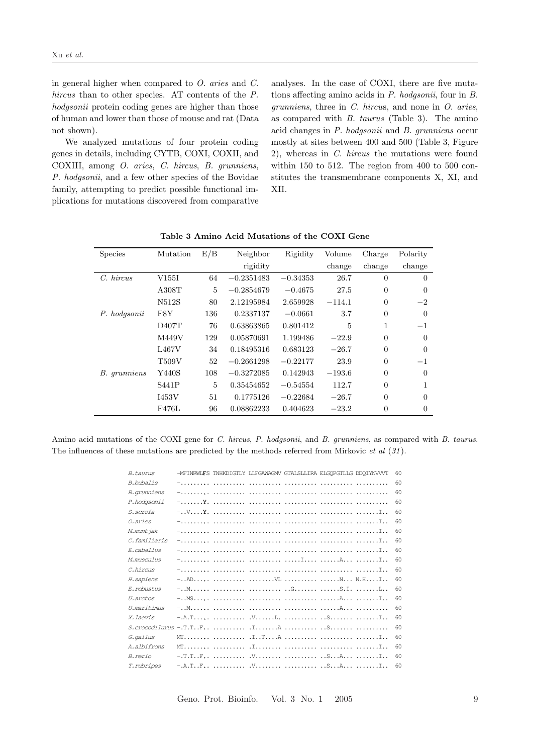in general higher when compared to *O. aries* and *C. hircus* than to other species. AT contents of the *P. hodgsonii* protein coding genes are higher than those of human and lower than those of mouse and rat (Data not shown).

We analyzed mutations of four protein coding genes in details, including CYTB, COXI, COXII, and COXIII, among *O. aries*, *C. hircus*, *B. grunniens*, *P. hodgsonii*, and a few other species of the Bovidae family, attempting to predict possible functional implications for mutations discovered from comparative analyses. In the case of COXI, there are five mutations affecting amino acids in *P. hodgsonii*, four in *B. grunniens*, three in *C. hircu*s, and none in *O. aries*, as compared with *B. taurus* (Table 3). The amino acid changes in *P. hodgsonii* and *B. grunniens* occur mostly at sites between 400 and 500 (Table 3, Figure 2), whereas in *C. hircus* the mutations were found within 150 to 512. The region from 400 to 500 constitutes the transmembrane components X, XI, and XII.

**Table 3 Amino Acid Mutations of the COXI Gene**

| Species | Mutation | E/B | Neighbor rigidity | Rigidity | Volume change | Charge change | Polarity change |
|---|---|---|---|---|---|---|---|
| *C. hircus* | V155I | 64 | −0.2351483 | −0.34353 | 26.7 | 0 | 0 |
| | A308T | 5 | −0.2854679 | −0.4675 | 27.5 | 0 | 0 |
| | N512S | 80 | 2.12195984 | 2.659928 | −114.1 | 0 | −2 |
| *P. hodgsonii* | F8Y | 136 | 0.2337137 | −0.0661 | 3.7 | 0 | 0 |
| | D407T | 76 | 0.63863865 | 0.801412 | 5 | 1 | −1 |
| | M449V | 129 | 0.05870691 | 1.199486 | −22.9 | 0 | 0 |
| | L467V | 34 | 0.18495316 | 0.683123 | −26.7 | 0 | 0 |
| | T509V | 52 | −0.2661298 | −0.22177 | 23.9 | 0 | −1 |
| *B. grunniens* | Y440S | 108 | −0.3272085 | 0.142943 | −193.6 | 0 | 0 |
| | S441P | 5 | 0.35454652 | −0.54554 | 112.7 | 0 | 1 |
| | I453V | 51 | 0.1775126 | −0.22684 | −26.7 | 0 | 0 |
| | F476L | 96 | 0.08862233 | 0.404623 | −23.2 | 0 | 0 |

Amino acid mutations of the COXI gene for *C. hircus*, *P. hodgsonii*, and *B. grunniens*, as compared with *B. taurus*. The influences of these mutations are predicted by the methods referred from Mirkovic *et al* (*31*).

```
B.taurus        -MFINRWLFS TNHKDIGTLY LLFGAWAGMV GTALSLLIRA ELGQPGTLLG DDQIYNVVVT  60
B.bubalis       -......... .......... .......... .......... .......... ..........  60
B.grunniens     -......... .......... .......... .......... .......... ..........  60
P.hodgsonii     -.......Y. .......... .......... .......... .......... ..........  60
S.scrofa        -..V....Y. .......... .......... .......... .......... .......I..  60
O.aries         -......... .......... .......... .......... .......... .......I..  60
M.muntjak       -......... .......... .......... .......... .......... .......I..  60
C.familiaris    -......... .......... .......... .......... .......... .......I..  60
E.caballus      -......... .......... .......... .......... .......... .......I..  60
M.musculus      -......... .......... .......... .....I.... ......A... .......I..  60
C.hircus        -......... .......... .......... .......... .......... .......I..  60
H.sapiens       -..AD..... .......... ........VL .......... ......N... N.H....I..  60
E.robustus      -..M...... .......... .......... ..G....... ......S.I. .......L..  60
U.arctos        -..MS..... .......... .......... .......... ......A... .......I..  60
U.maritimus     -..M...... .......... .......... .......... ......A... ..........  60
X.laevis        -.A.T..... .......... .V......L. .......... ..S....... .......I..  60
S.crocodilurus  -.T.T..F.. .......... .I.......A .......... ..S....... ..........  60
G.gallus        MT........ .......... .I..T....A .......... .......... .......I..  60
A.albifrons     MT........ .......... .I........ .......... .......... .......I..  60
B.rerio         -.T.T..F.. .......... .V........ .......... ..S...A... .......I..  60
T.rubripes      -.A.T..F.. .......... .V........ .......... ..S...A... .......I..  60
```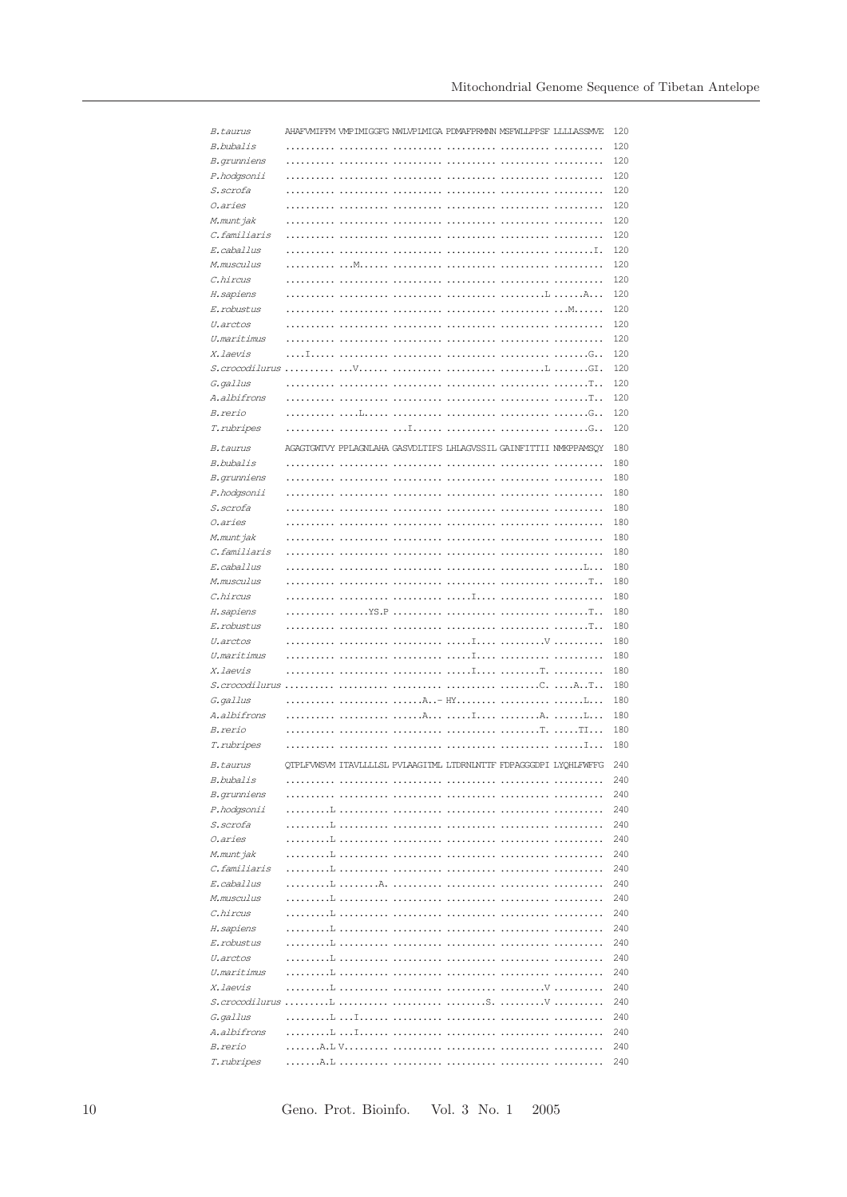```
B.taurus      AHAFVMIFFM VMPIMIGGFG NWLVPLMIGA PDMAFPRMNN MSFWLLPPSF LLLLASSMVE  120
B.bubalis     .......... .......... .......... .......... .......... ..........  120
B.grunniens   .......... .......... .......... .......... .......... ..........  120
P.hodgsonii   .......... .......... .......... .......... .......... ..........  120
S.scrofa      .......... .......... .......... .......... .......... ..........  120
O.aries       .......... .......... .......... .......... .......... ..........  120
M.muntjak     .......... .......... .......... .......... .......... ..........  120
C.familiaris  .......... .......... .......... .......... .......... ..........  120
E.caballus    .......... .......... .......... .......... .......... ........I.  120
M.musculus    .......... ...M...... .......... .......... .......... ..........  120
C.hircus      .......... .......... .......... .......... .......... ..........  120
H.sapiens     .......... .......... .......... .......... .........L ......A...  120
E.robustus    .......... .......... .......... .......... .......... ...M......  120
U.arctos      .......... .......... .......... .......... .......... ..........  120
U.maritimus   .......... .......... .......... .......... .......... ..........  120
X.laevis      ....I..... .......... .......... .......... .......... .......G..  120
S.crocodilurus .......... ...V...... .......... .......... .........L .......GI.  120
G.gallus      .......... .......... .......... .......... .......... .......T..  120
A.albifrons   .......... .......... .......... .......... .......... .......T..  120
B.rerio       .......... ....L..... .......... .......... .......... .......G..  120
T.rubripes    .......... ...I...... .......... .......... .......... .......G..  120

B.taurus      AGAGTGWTVY PPLAGNLAHA GASVDLTIFS LHLAGVSSIL GAINFITTII NMKPPAMSQY  180
B.bubalis     .......... .......... .......... .......... .......... ..........  180
B.grunniens   .......... .......... .......... .......... .......... ..........  180
P.hodgsonii   .......... .......... .......... .......... .......... ..........  180
S.scrofa      .......... .......... .......... .......... .......... ..........  180
O.aries       .......... .......... .......... .......... .......... ..........  180
M.muntjak     .......... .......... .......... .......... .......... ..........  180
C.familiaris  .......... .......... .......... .......... .......... ..........  180
E.caballus    .......... .......... .......... .......... .......... ......L...  180
M.musculus    .......... .......... .......... .......... .......... .......T..  180
C.hircus      .......... .......... .......... .....I.... .......... ..........  180
H.sapiens     .......... ......YS.P .......... .......... .......... .......T..  180
E.robustus    .......... .......... .......... .......... .......... .......T..  180
U.arctos      .......... .......... .......... .....I.... .........V ..........  180
U.maritimus   .......... .......... .......... .....I.... .......... ..........  180
X.laevis      .......... .......... .......... .....I.... ........T. ..........  180
S.crocodilurus .......... .......... .......... .......... ........C. ....A..T..  180
G.gallus      .......... .......... ......A..- HY........ .......... ......L...  180
A.albifrons   .......... .......... ......A... .....I.... ........A. ......L...  180
B.rerio       .......... .......... .......... .......... ........T. .....TI...  180
T.rubripes    .......... .......... .......... .......... .......... ......I...  180

B.taurus      QTPLFVWSVM ITAVLLLLSL PVLAAGITML LTDRNLNTTF FDPAGGGDPI LYQHLFWFFG  240
B.bubalis     .......... .......... .......... .......... .......... ..........  240
B.grunniens   .......... .......... .......... .......... .......... ..........  240
P.hodgsonii   .........L .......... .......... .......... .......... ..........  240
S.scrofa      .........L .......... .......... .......... .......... ..........  240
O.aries       .........L .......... .......... .......... .......... ..........  240
M.muntjak     .........L .......... .......... .......... .......... ..........  240
C.familiaris  .........L .......... .......... .......... .......... ..........  240
E.caballus    .........L ........A. .......... .......... .......... ..........  240
M.musculus    .........L .......... .......... .......... .......... ..........  240
C.hircus      .........L .......... .......... .......... .......... ..........  240
H.sapiens     .........L .......... .......... .......... .......... ..........  240
E.robustus    .........L .......... .......... .......... .......... ..........  240
U.arctos      .........L .......... .......... .......... .......... ..........  240
U.maritimus   .........L .......... .......... .......... .......... ..........  240
X.laevis      .........L .......... .......... .......... .........V ..........  240
S.crocodilurus .........L .......... .......... ........S. .........V ..........  240
G.gallus      .........L ...I...... .......... .......... .......... ..........  240
A.albifrons   .........L ...I...... .......... .......... .......... ..........  240
B.rerio       .......A.L V......... .......... .......... .......... ..........  240
T.rubripes    .......A.L .......... .......... .......... .......... ..........  240
```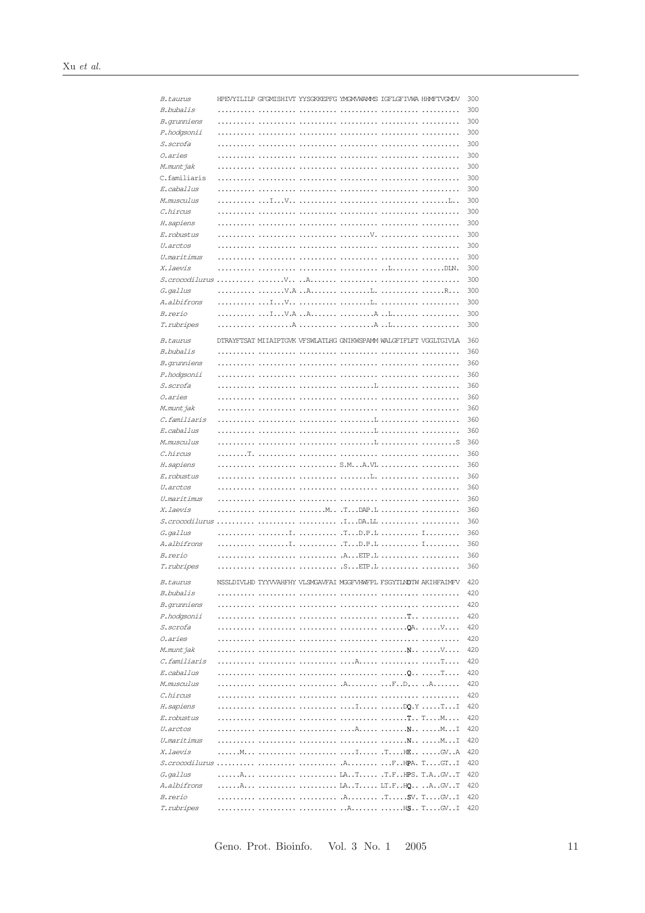```
B.taurus       HPEVYILILP GFGMISHIVT YYSGKKEPFG YMGMVWAMMS IGFLGFIVWA HHMFTVGMDV  300
B.bubalis      .......... .......... .......... .......... .......... ..........  300
B.grunniens    .......... .......... .......... .......... .......... ..........  300
P.hodgsonii    .......... .......... .......... .......... .......... ..........  300
S.scrofa       .......... .......... .......... .......... .......... ..........  300
O.aries        .......... .......... .......... .......... .......... ..........  300
M.muntjak      .......... .......... .......... .......... .......... ..........  300
C.familiaris   .......... .......... .......... .......... .......... ..........  300
E.caballus     .......... .......... .......... .......... .......... ..........  300
M.musculus     .......... ...I...V.. .......... .......... .......... .......L..  300
C.hircus       .......... .......... .......... .......... .......... ..........  300
H.sapiens      .......... .......... .......... .......... .......... ..........  300
E.robustus     .......... .......... .......... ........V. .......... ..........  300
U.arctos       .......... .......... .......... .......... .......... ..........  300
U.maritimus    .......... .......... .......... .......... .......... ..........  300
X.laevis       .......... .......... .......... .......... ..L....... ......DLN.  300
S.crocodilurus .......... .......V.. ..A....... .......... .......... ..........  300
G.gallus       .......... .......V.A ..A....... ........L. .......... ......R...  300
A.albifrons    .......... ...I...V.. .......... ........L. .......... ..........  300
B.rerio        .......... ...I...V.A ..A....... .........A ..L....... ..........  300
T.rubripes     .......... .........A .......... .........A ..L....... ..........  300

B.taurus       DTRAYFTSAT MIIAIPTGVK VFSWLATLHG GNIKWSPAMM WALGFIFLFT VGGLTGIVLA  360
B.bubalis      .......... .......... .......... .......... .......... ..........  360
B.grunniens    .......... .......... .......... .......... .......... ..........  360
P.hodgsonii    .......... .......... .......... .......... .......... ..........  360
S.scrofa       .......... .......... .......... .........L .......... ..........  360
O.aries        .......... .......... .......... .......... .......... ..........  360
M.muntjak      .......... .......... .......... .......... .......... ..........  360
C.familiaris   .......... .......... .......... .........L .......... ..........  360
E.caballus     .......... .......... .......... .........L .......... ..........  360
M.musculus     .......... .......... .......... .........L .......... .........S  360
C.hircus       ........T. .......... .......... .......... .......... ..........  360
H.sapiens      .......... .......... .......... S.M...A.VL .......... ..........  360
E.robustus     .......... .......... .......... ........L. .......... ..........  360
U.arctos       .......... .......... .......... .......... .......... ..........  360
U.maritimus    .......... .......... .......... .......... .......... ..........  360
X.laevis       .......... .......... .......M.. .T...DAP.L .......... ..........  360
S.crocodilurus .......... .......... .......... .I...DA.LL .......... ..........  360
G.gallus       .......... ........I. .......... .T...D.P.L .......... I.........  360
A.albifrons    .......... ........I. .......... .T...D.P.L .......... I.........  360
B.rerio        .......... .......... .......... .A...ETP.L .......... ..........  360
T.rubripes     .......... .......... .......... .S...ETP.L .......... ..........  360

B.taurus       NSSLDIVLHD TYYVVAHFHY VLSMGAVFAI MGGFVHWFPL FSGYTLNDTW AKIHFAIMFV  420
B.bubalis      .......... .......... .......... .......... .......... ..........  420
B.grunniens    .......... .......... .......... .......... .......... ..........  420
P.hodgsonii    .......... .......... .......... .......... .......T.. ..........  420
S.scrofa       .......... .......... .......... .......... .......QA. .....V....  420
O.aries        .......... .......... .......... .......... .......... ..........  420
M.muntjak      .......... .......... .......... .......... .......N.. .....V....  420
C.familiaris   .......... .......... .......... ....A..... .......... .....T....  420
E.caballus     .......... .......... .......... .......... .......Q.. .....T....  420
M.musculus     .......... .......... .......... .A........ ...F..D,... ..A.......  420
C.hircus       .......... .......... .......... .......... .......... ..........  420
H.sapiens      .......... .......... .......... ....I..... ......DQ.Y .....T...I  420
E.robustus     .......... .......... .......... .......... .......T.. T....M....  420
U.arctos       .......... .......... .......... ....A..... .......N.. .....M...I  420
U.maritimus    .......... .......... .......... .......... .......N.. .....M...I  420
X.laevis       ......M... .......... .......... ....I..... .T....HE.. .....GV..A  420
S.crocodilurus .......... .......... .......... .A........ ...F..HPA. T....GT..I  420
G.gallus       ......A... .......... .......... LA..T..... .T.F..HPS. T.A..GV..T  420
A.albifrons    ......A... .......... .......... LA..T..... LT.F..HQ.. ..A..GV..T  420
B.rerio        .......... .......... .......... .A........ .T.....SV. T....GV..I  420
T.rubripes     .......... .......... .......... ..A....... ......HS.. T....GV..I  420
```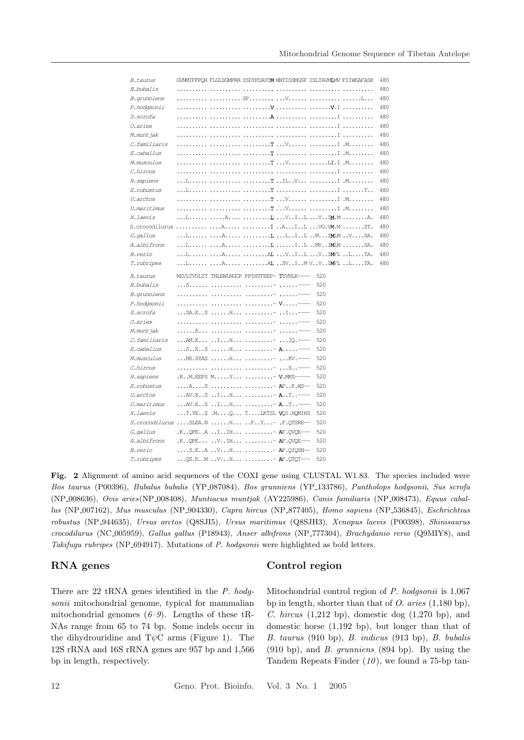```
B.taurus        GVNMTFFPQH FLGLSGMPRR YSDYPDAYTM WNTISSMGSF ISLTAVMLMV FIIWEAFASK  480
B.bubalis       .......... .......... .......... .......... .......... ..........  480
B.grunniens     .......... .......... SP........ ...V...... .......... ......L...  480
P.hodgsonii     .......... .......... .........V .......... .......V.I ..........  480
S.scrofa        .......... .......... .........A .......... .........I ..........  480
O.aries         .......... .......... .......... .......... .........I ..........  480
M.muntjak       .......... .......... .......... .......... .........I ..........  480
C.familiaris    .......... .......... .........T ...V...... .........I .M........  480
E.caballus      .......... .......... .........T .......... .........I .M........  480
M.musculus      .......... .......... .........T ...V...... ......LI.I .M........  480
C.hircus        .......... .......... .......... .......... .........I ..........  480
H.sapiens       ...L...... .......... .........T ...IL..V... .........I .M........  480
E.robustus      ...L...... .......... .........T .......... .........I .......T..  480
U.arctos        .......... .......... .........T ...V...... .........I .M........  480
U.maritimus     .......... .......... .........T ...V...... .........I .M........  480
X.laevis        ...L...... .....A.... .........L ...V..I..L ...V..IM.M ........A.  480
S.crocodilurus  .......... ....A..... .........I ..A...I..L ...VG.VM.M .......ST.  480
G.gallus        ...L...... ....A..... .........L ...L..I..L ..M...IMLM ..V....SA.  480
A.albifrons     ...L...... ....A..... .........L ......I..L ..MV..IMLM .......SA.  480
B.rerio         ...L...... ....A..... ........AL ...V..I..L ...V..IMFL ..L....TA.  480
T.rubripes      ...L...... ....A..... ........AL ..SV..I..M V..V..IMFL ..L....TA.  480

B.taurus        REVLTVDLTT TNLEWLNGCP PPYHTFEEP- TYVNLK----  520
B.bubalis       ...S...... .......... .........- .......----  520
B.grunniens     .......... .......... .........- .......----  520
P.hodgsonii     .......... .......... .........- V.....----  520
S.scrofa        ...SA.E..S ......H... .........- ..I...----  520
O.aries         .......... .......... .........- .......----  520
M.muntjak       ......E... .......... .........- .......----  520
C.familiaris    ...AM.E... ..I...H... .........- ...IQ.----  520
E.caballus      ...S..E..S ......H... .........- A.....----  520
M.musculus      ...MS.SYAS ......H... .........- ...KV.----  520
C.hircus        .......... .......... .........- ...S..----  520
H.sapiens       .K..M.EEPS M.....Y... .........- V.MKS-----  520
E.robustus      ....A....S .......... .........- AF..P.WS--  520
U.arctos        ...AV.E..S ..I...H... .........- A..T..----  520
U.maritimus     ...AV.E..S ..I...H... .........- A..T..----  520
X.laevis        ...T.YE..S .M....Q... T....LKTSL VQI.HQMIKS  520
S.crocodilurus  ....SLEA.N ......H... ..F..Y...- .F.QTSRE--  520
G.gallus        .K..QPE..A ..I..IH... .........- AF.QVQE---  520
A.albifrons     .K..QPE... ..V..IH... .........- AF.QVQE---  520
B.rerio         ....S.E..A ..V...H... .........- AF.QIQSN--  520
T.rubripes      ...QS.E..M ..V...H... .........- AF.QTQT---  520
```

**Fig. 2** Alignment of amino acid sequences of the COXI gene using CLUSTAL W1.83. The species included were *Bos taurus* (P00396), *Bubalus bubalis* (YP_087084), *Bos grunniens* (YP_133786), *Pantholops hodgsonii*, *Sus scrofa* (NP_008636), *Ovis aries*(NP_008408), *Muntiacus muntjak* (AY225986), *Canis familiaris* (NP_008473), *Equus caballus* (NP_007162), *Mus musculus* (NP_904330), *Capra hircus* (NP_877405), *Homo sapiens* (NP_536845), *Eschrichtius robustus* (NP_944635), *Ursus arctos* (Q8SJI5), *Ursus maritimus* (Q8SJH3), *Xenopus laevis* (P00398), *Shinisaurus crocodilurus* (NC_005959), *Gallus gallus* (P18943), *Anser albifrons* (NP_777304), *Brachydanio rerio* (Q9MIY8), and *Takifugu rubripes* (NP_694917). Mutations of *P. hodgsonii* were highlighted as bold letters.

## RNA genes

There are 22 tRNA genes identified in the *P. hodgsonii* mitochondrial genome, typical for mammalian mitochondrial genomes (*6–9*). Lengths of these tRNAs range from 65 to 74 bp. Some indels occur in the dihydrouridine and TψC arms (Figure 1). The 12S rRNA and 16S rRNA genes are 957 bp and 1,566 bp in length, respectively.

## Control region

Mitochondrial control region of *P. hodgsonii* is 1,067 bp in length, shorter than that of *O. aries* (1,180 bp), *C. hircus* (1,212 bp), domestic dog (1,270 bp), and domestic horse (1,192 bp), but longer than that of *B. taurus* (910 bp), *B. indicus* (913 bp), *B. bubalis* (910 bp), and *B. grunniens* (894 bp). By using the Tandem Repeats Finder (*10*), we found a 75-bp tan-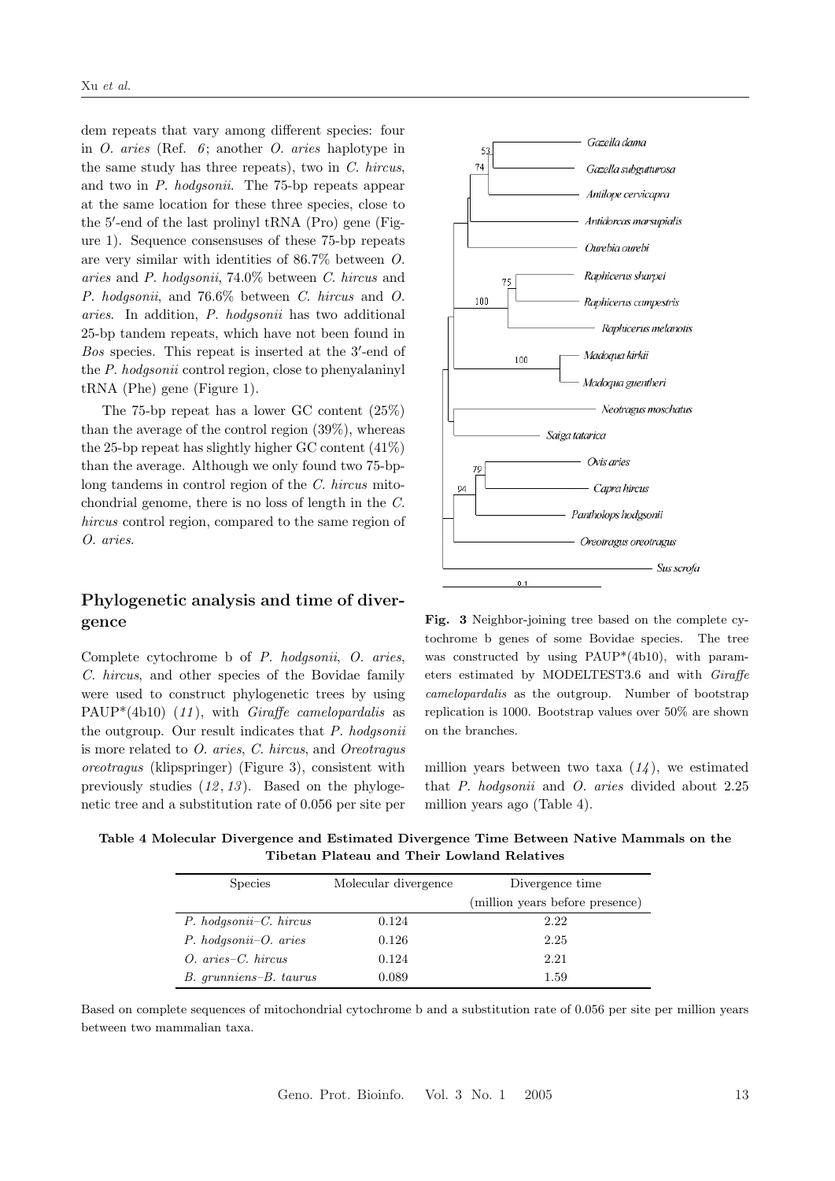dem repeats that vary among different species: four in *O. aries* (Ref. *6*; another *O. aries* haplotype in the same study has three repeats), two in *C. hircus*, and two in *P. hodgsonii*. The 75-bp repeats appear at the same location for these three species, close to the 5′-end of the last prolinyl tRNA (Pro) gene (Figure 1). Sequence consensuses of these 75-bp repeats are very similar with identities of 86.7% between *O. aries* and *P. hodgsonii*, 74.0% between *C. hircus* and *P. hodgsonii*, and 76.6% between *C. hircus* and *O. aries*. In addition, *P. hodgsonii* has two additional 25-bp tandem repeats, which have not been found in *Bos* species. This repeat is inserted at the 3′-end of the *P. hodgsonii* control region, close to phenyalaninyl tRNA (Phe) gene (Figure 1).

The 75-bp repeat has a lower GC content (25%) than the average of the control region (39%), whereas the 25-bp repeat has slightly higher GC content (41%) than the average. Although we only found two 75-bp-long tandems in control region of the *C. hircus* mitochondrial genome, there is no loss of length in the *C. hircus* control region, compared to the same region of *O. aries*.

## Phylogenetic analysis and time of divergence

Complete cytochrome b of *P. hodgsonii*, *O. aries*, *C. hircus*, and other species of the Bovidae family were used to construct phylogenetic trees by using PAUP*(4b10) (*11*), with *Giraffe camelopardalis* as the outgroup. Our result indicates that *P. hodgsonii* is more related to *O. aries*, *C. hircus*, and *Oreotragus oreotragus* (klipspringer) (Figure 3), consistent with previously studies (*12*, *13*). Based on the phylogenetic tree and a substitution rate of 0.056 per site per million years between two taxa (*14*), we estimated that *P. hodgsonii* and *O. aries* divided about 2.25 million years ago (Table 4).

**Fig. 3** Neighbor-joining tree based on the complete cytochrome b genes of some Bovidae species. The tree was constructed by using PAUP*(4b10), with parameters estimated by MODELTEST3.6 and with *Giraffe camelopardalis* as the outgroup. Number of bootstrap replication is 1000. Bootstrap values over 50% are shown on the branches.

**Table 4 Molecular Divergence and Estimated Divergence Time Between Native Mammals on the Tibetan Plateau and Their Lowland Relatives**

| Species | Molecular divergence | Divergence time (million years before presence) |
|---|---|---|
| *P. hodgsonii–C. hircus* | 0.124 | 2.22 |
| *P. hodgsonii–O. aries* | 0.126 | 2.25 |
| *O. aries–C. hircus* | 0.124 | 2.21 |
| *B. grunniens–B. taurus* | 0.089 | 1.59 |

Based on complete sequences of mitochondrial cytochrome b and a substitution rate of 0.056 per site per million years between two mammalian taxa.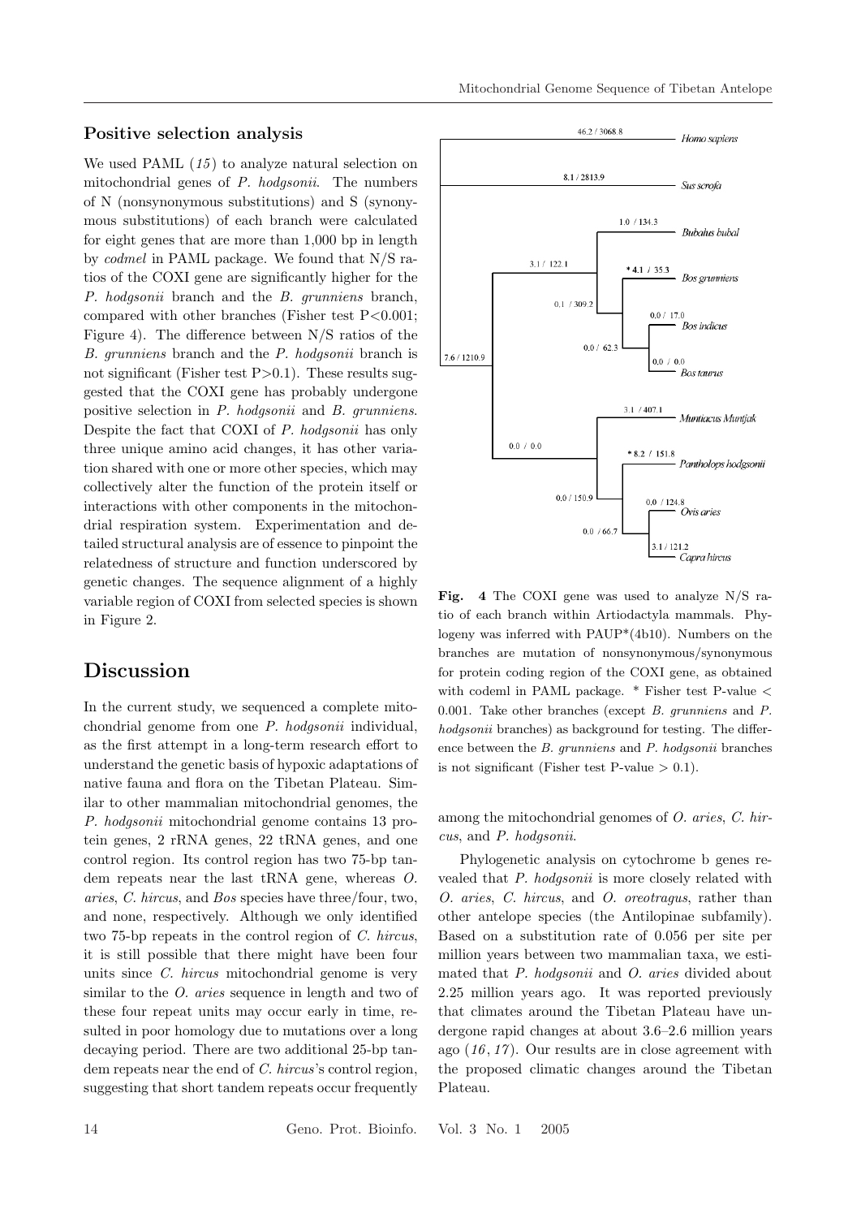### Positive selection analysis

We used PAML (*15*) to analyze natural selection on mitochondrial genes of *P. hodgsonii*. The numbers of N (nonsynonymous substitutions) and S (synonymous substitutions) of each branch were calculated for eight genes that are more than 1,000 bp in length by *codmel* in PAML package. We found that N/S ratios of the COXI gene are significantly higher for the *P. hodgsonii* branch and the *B. grunniens* branch, compared with other branches (Fisher test $P<0.001$; Figure 4). The difference between N/S ratios of the *B. grunniens* branch and the *P. hodgsonii* branch is not significant (Fisher test $P>0.1$). These results suggested that the COXI gene has probably undergone positive selection in *P. hodgsonii* and *B. grunniens*. Despite the fact that COXI of *P. hodgsonii* has only three unique amino acid changes, it has other variation shared with one or more other species, which may collectively alter the function of the protein itself or interactions with other components in the mitochondrial respiration system. Experimentation and detailed structural analysis are of essence to pinpoint the relatedness of structure and function underscored by genetic changes. The sequence alignment of a highly variable region of COXI from selected species is shown in Figure 2.

**Fig. 4** The COXI gene was used to analyze N/S ratio of each branch within Artiodactyla mammals. Phylogeny was inferred with PAUP*(4b10). Numbers on the branches are mutation of nonsynonymous/synonymous for protein coding region of the COXI gene, as obtained with codeml in PAML package. * Fisher test P-value < 0.001. Take other branches (except *B. grunniens* and *P. hodgsonii* branches) as background for testing. The difference between the *B. grunniens* and *P. hodgsonii* branches is not significant (Fisher test P-value > 0.1).

## Discussion

In the current study, we sequenced a complete mitochondrial genome from one *P. hodgsonii* individual, as the first attempt in a long-term research effort to understand the genetic basis of hypoxic adaptations of native fauna and flora on the Tibetan Plateau. Similar to other mammalian mitochondrial genomes, the *P. hodgsonii* mitochondrial genome contains 13 protein genes, 2 rRNA genes, 22 tRNA genes, and one control region. Its control region has two 75-bp tandem repeats near the last tRNA gene, whereas *O. aries*, *C. hircus*, and *Bos* species have three/four, two, and none, respectively. Although we only identified two 75-bp repeats in the control region of *C. hircus*, it is still possible that there might have been four units since *C. hircus* mitochondrial genome is very similar to the *O. aries* sequence in length and two of these four repeat units may occur early in time, resulted in poor homology due to mutations over a long decaying period. There are two additional 25-bp tandem repeats near the end of *C. hircus*'s control region, suggesting that short tandem repeats occur frequently among the mitochondrial genomes of *O. aries*, *C. hircus*, and *P. hodgsonii*.

Phylogenetic analysis on cytochrome b genes revealed that *P. hodgsonii* is more closely related with *O. aries*, *C. hircus*, and *O. oreotragus*, rather than other antelope species (the Antilopinae subfamily). Based on a substitution rate of 0.056 per site per million years between two mammalian taxa, we estimated that *P. hodgsonii* and *O. aries* divided about 2.25 million years ago. It was reported previously that climates around the Tibetan Plateau have undergone rapid changes at about 3.6–2.6 million years ago (*16*, *17*). Our results are in close agreement with the proposed climatic changes around the Tibetan Plateau.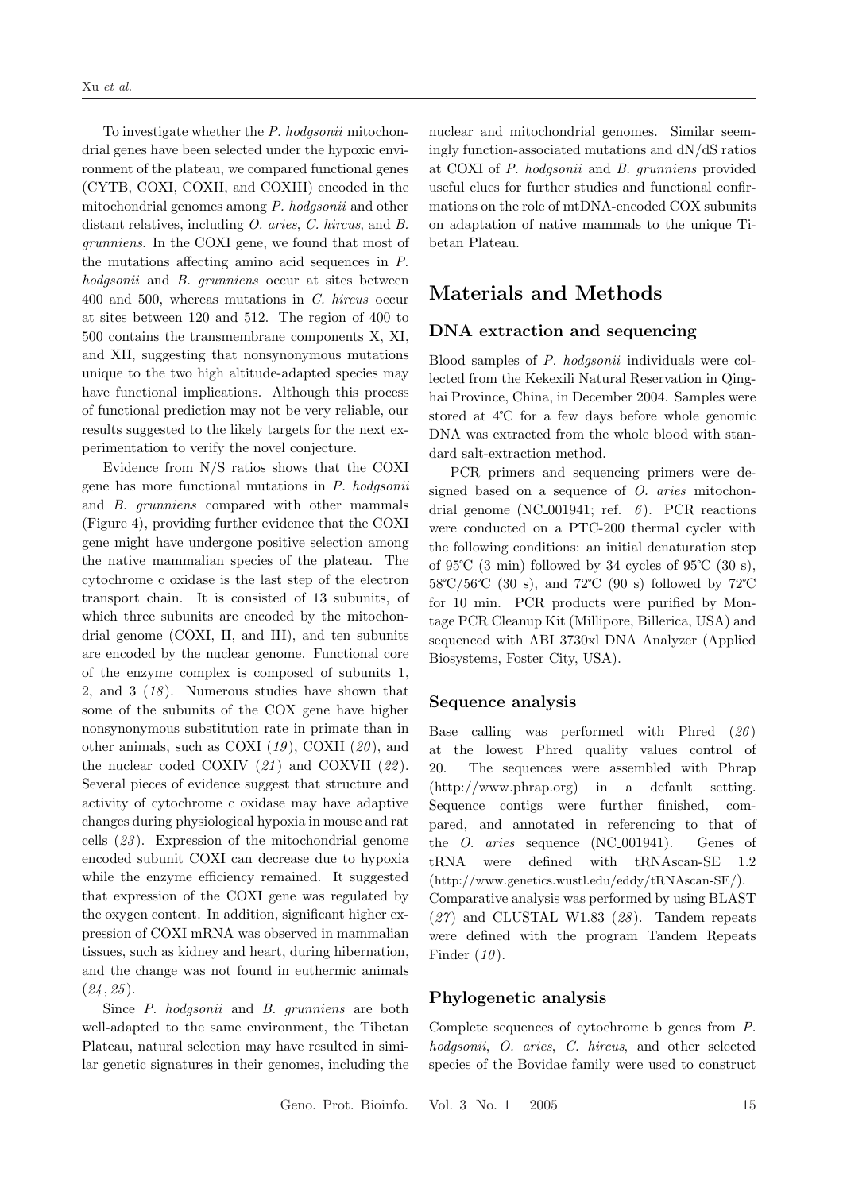To investigate whether the *P. hodgsonii* mitochondrial genes have been selected under the hypoxic environment of the plateau, we compared functional genes (CYTB, COXI, COXII, and COXIII) encoded in the mitochondrial genomes among *P. hodgsonii* and other distant relatives, including *O. aries*, *C. hircus*, and *B. grunniens*. In the COXI gene, we found that most of the mutations affecting amino acid sequences in *P. hodgsonii* and *B. grunniens* occur at sites between 400 and 500, whereas mutations in *C. hircus* occur at sites between 120 and 512. The region of 400 to 500 contains the transmembrane components X, XI, and XII, suggesting that nonsynonymous mutations unique to the two high altitude-adapted species may have functional implications. Although this process of functional prediction may not be very reliable, our results suggested to the likely targets for the next experimentation to verify the novel conjecture.

Evidence from N/S ratios shows that the COXI gene has more functional mutations in *P. hodgsonii* and *B. grunniens* compared with other mammals (Figure 4), providing further evidence that the COXI gene might have undergone positive selection among the native mammalian species of the plateau. The cytochrome c oxidase is the last step of the electron transport chain. It is consisted of 13 subunits, of which three subunits are encoded by the mitochondrial genome (COXI, II, and III), and ten subunits are encoded by the nuclear genome. Functional core of the enzyme complex is composed of subunits 1, 2, and 3 (*18*). Numerous studies have shown that some of the subunits of the COX gene have higher nonsynonymous substitution rate in primate than in other animals, such as COXI (*19*), COXII (*20*), and the nuclear coded COXIV (*21*) and COXVII (*22*). Several pieces of evidence suggest that structure and activity of cytochrome c oxidase may have adaptive changes during physiological hypoxia in mouse and rat cells (*23*). Expression of the mitochondrial genome encoded subunit COXI can decrease due to hypoxia while the enzyme efficiency remained. It suggested that expression of the COXI gene was regulated by the oxygen content. In addition, significant higher expression of COXI mRNA was observed in mammalian tissues, such as kidney and heart, during hibernation, and the change was not found in euthermic animals (*24*, *25*).

Since *P. hodgsonii* and *B. grunniens* are both well-adapted to the same environment, the Tibetan Plateau, natural selection may have resulted in similar genetic signatures in their genomes, including the nuclear and mitochondrial genomes. Similar seemingly function-associated mutations and dN/dS ratios at COXI of *P. hodgsonii* and *B. grunniens* provided useful clues for further studies and functional confirmations on the role of mtDNA-encoded COX subunits on adaptation of native mammals to the unique Tibetan Plateau.

## Materials and Methods

### DNA extraction and sequencing

Blood samples of *P. hodgsonii* individuals were collected from the Kekexili Natural Reservation in Qinghai Province, China, in December 2004. Samples were stored at 4℃ for a few days before whole genomic DNA was extracted from the whole blood with standard salt-extraction method.

PCR primers and sequencing primers were designed based on a sequence of *O. aries* mitochondrial genome (NC_001941; ref. *6*). PCR reactions were conducted on a PTC-200 thermal cycler with the following conditions: an initial denaturation step of 95℃ (3 min) followed by 34 cycles of 95℃ (30 s), 58℃/56℃ (30 s), and 72℃ (90 s) followed by 72℃ for 10 min. PCR products were purified by Montage PCR Cleanup Kit (Millipore, Billerica, USA) and sequenced with ABI 3730xl DNA Analyzer (Applied Biosystems, Foster City, USA).

### Sequence analysis

Base calling was performed with Phred (*26*) at the lowest Phred quality values control of 20. The sequences were assembled with Phrap (http://www.phrap.org) in a default setting. Sequence contigs were further finished, compared, and annotated in referencing to that of the *O. aries* sequence (NC_001941). Genes of tRNA were defined with tRNAscan-SE 1.2 (http://www.genetics.wustl.edu/eddy/tRNAscan-SE/). Comparative analysis was performed by using BLAST (*27*) and CLUSTAL W1.83 (*28*). Tandem repeats were defined with the program Tandem Repeats Finder (*10*).

### Phylogenetic analysis

Complete sequences of cytochrome b genes from *P. hodgsonii*, *O. aries*, *C. hircus*, and other selected species of the Bovidae family were used to construct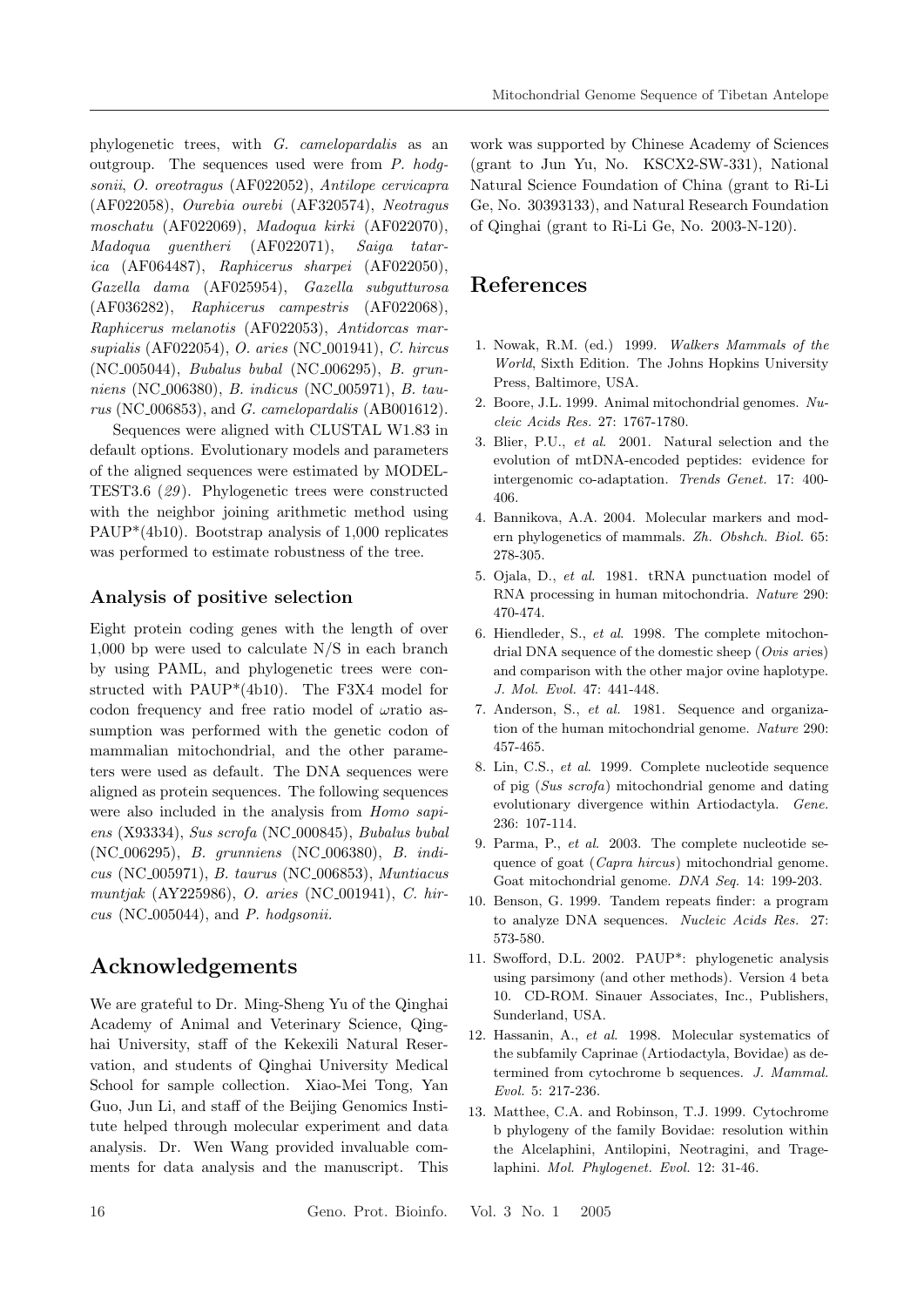phylogenetic trees, with *G. camelopardalis* as an outgroup. The sequences used were from *P. hodgsonii*, *O. oreotragus* (AF022052), *Antilope cervicapra* (AF022058), *Ourebia ourebi* (AF320574), *Neotragus moschatu* (AF022069), *Madoqua kirki* (AF022070), *Madoqua guentheri* (AF022071), *Saiga tatarica* (AF064487), *Raphicerus sharpei* (AF022050), *Gazella dama* (AF025954), *Gazella subgutturosa* (AF036282), *Raphicerus campestris* (AF022068), *Raphicerus melanotis* (AF022053), *Antidorcas marsupialis* (AF022054), *O. aries* (NC_001941), *C. hircus* (NC_005044), *Bubalus bubal* (NC_006295), *B. grunniens* (NC_006380), *B. indicus* (NC_005971), *B. taurus* (NC_006853), and *G. camelopardalis* (AB001612).

Sequences were aligned with CLUSTAL W1.83 in default options. Evolutionary models and parameters of the aligned sequences were estimated by MODELTEST3.6 (*29*). Phylogenetic trees were constructed with the neighbor joining arithmetic method using PAUP*(4b10). Bootstrap analysis of 1,000 replicates was performed to estimate robustness of the tree.

### Analysis of positive selection

Eight protein coding genes with the length of over 1,000 bp were used to calculate N/S in each branch by using PAML, and phylogenetic trees were constructed with PAUP*(4b10). The F3X4 model for codon frequency and free ratio model of $\omega$ratio assumption was performed with the genetic codon of mammalian mitochondrial, and the other parameters were used as default. The DNA sequences were aligned as protein sequences. The following sequences were also included in the analysis from *Homo sapiens* (X93334), *Sus scrofa* (NC_000845), *Bubalus bubal* (NC_006295), *B. grunniens* (NC_006380), *B. indicus* (NC_005971), *B. taurus* (NC_006853), *Muntiacus muntjak* (AY225986), *O. aries* (NC_001941), *C. hircus* (NC_005044), and *P. hodgsonii*.

## Acknowledgements

We are grateful to Dr. Ming-Sheng Yu of the Qinghai Academy of Animal and Veterinary Science, Qinghai University, staff of the Kekexili Natural Reservation, and students of Qinghai University Medical School for sample collection. Xiao-Mei Tong, Yan Guo, Jun Li, and staff of the Beijing Genomics Institute helped through molecular experiment and data analysis. Dr. Wen Wang provided invaluable comments for data analysis and the manuscript. This work was supported by Chinese Academy of Sciences (grant to Jun Yu, No. KSCX2-SW-331), National Natural Science Foundation of China (grant to Ri-Li Ge, No. 30393133), and Natural Research Foundation of Qinghai (grant to Ri-Li Ge, No. 2003-N-120).

## References

1. Nowak, R.M. (ed.) 1999. *Walkers Mammals of the World*, Sixth Edition. The Johns Hopkins University Press, Baltimore, USA.
2. Boore, J.L. 1999. Animal mitochondrial genomes. *Nucleic Acids Res.* 27: 1767-1780.
3. Blier, P.U., *et al.* 2001. Natural selection and the evolution of mtDNA-encoded peptides: evidence for intergenomic co-adaptation. *Trends Genet.* 17: 400-406.
4. Bannikova, A.A. 2004. Molecular markers and modern phylogenetics of mammals. *Zh. Obshch. Biol.* 65: 278-305.
5. Ojala, D., *et al.* 1981. tRNA punctuation model of RNA processing in human mitochondria. *Nature* 290: 470-474.
6. Hiendleder, S., *et al.* 1998. The complete mitochondrial DNA sequence of the domestic sheep (*Ovis aries*) and comparison with the other major ovine haplotype. *J. Mol. Evol.* 47: 441-448.
7. Anderson, S., *et al.* 1981. Sequence and organization of the human mitochondrial genome. *Nature* 290: 457-465.
8. Lin, C.S., *et al.* 1999. Complete nucleotide sequence of pig (*Sus scrofa*) mitochondrial genome and dating evolutionary divergence within Artiodactyla. *Gene.* 236: 107-114.
9. Parma, P., *et al.* 2003. The complete nucleotide sequence of goat (*Capra hircus*) mitochondrial genome. Goat mitochondrial genome. *DNA Seq.* 14: 199-203.
10. Benson, G. 1999. Tandem repeats finder: a program to analyze DNA sequences. *Nucleic Acids Res.* 27: 573-580.
11. Swofford, D.L. 2002. PAUP*: phylogenetic analysis using parsimony (and other methods). Version 4 beta 10. CD-ROM. Sinauer Associates, Inc., Publishers, Sunderland, USA.
12. Hassanin, A., *et al.* 1998. Molecular systematics of the subfamily Caprinae (Artiodactyla, Bovidae) as determined from cytochrome b sequences. *J. Mammal. Evol.* 5: 217-236.
13. Matthee, C.A. and Robinson, T.J. 1999. Cytochrome b phylogeny of the family Bovidae: resolution within the Alcelaphini, Antilopini, Neotragini, and Tragelaphini. *Mol. Phylogenet. Evol.* 12: 31-46.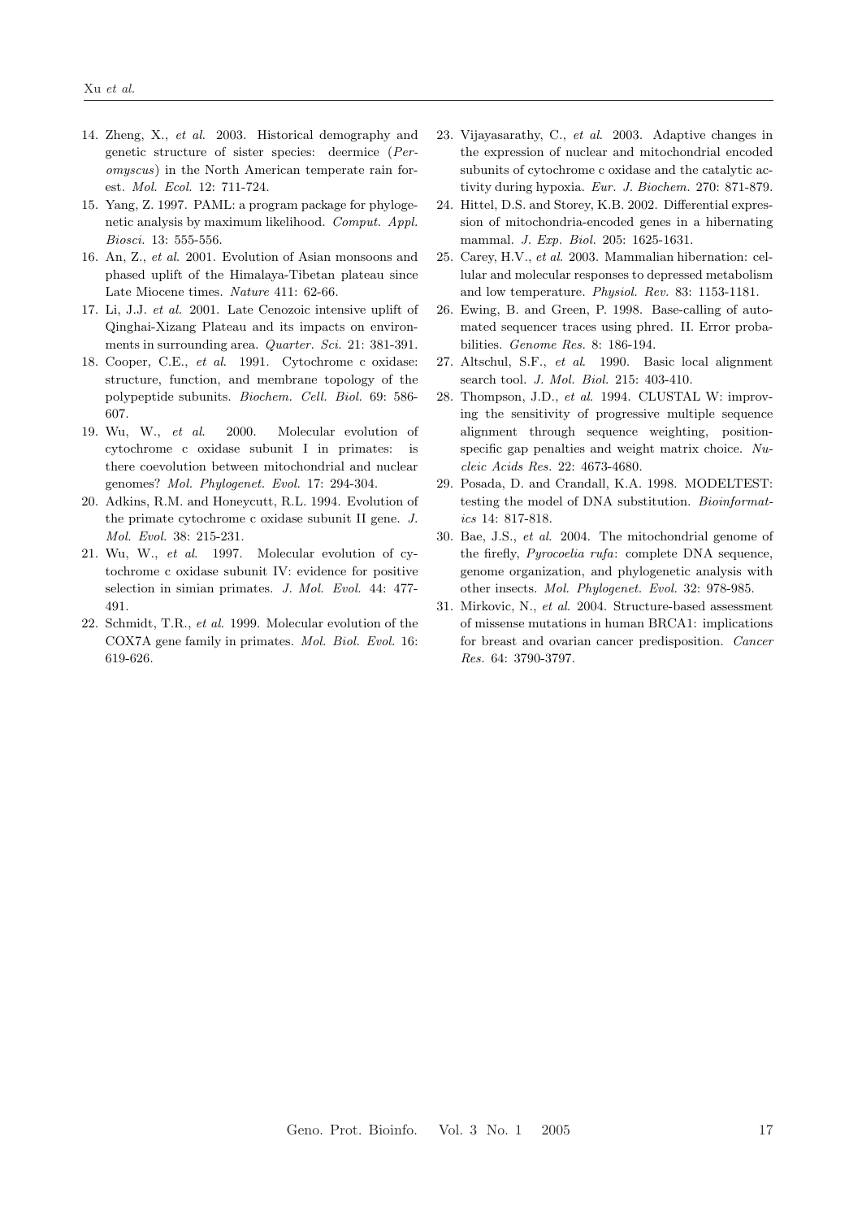14. Zheng, X., *et al.* 2003. Historical demography and genetic structure of sister species: deermice (*Peromyscus*) in the North American temperate rain forest. *Mol. Ecol.* 12: 711-724.
15. Yang, Z. 1997. PAML: a program package for phylogenetic analysis by maximum likelihood. *Comput. Appl. Biosci.* 13: 555-556.
16. An, Z., *et al.* 2001. Evolution of Asian monsoons and phased uplift of the Himalaya-Tibetan plateau since Late Miocene times. *Nature* 411: 62-66.
17. Li, J.J. *et al.* 2001. Late Cenozoic intensive uplift of Qinghai-Xizang Plateau and its impacts on environments in surrounding area. *Quarter. Sci.* 21: 381-391.
18. Cooper, C.E., *et al.* 1991. Cytochrome c oxidase: structure, function, and membrane topology of the polypeptide subunits. *Biochem. Cell. Biol.* 69: 586-607.
19. Wu, W., *et al.* 2000. Molecular evolution of cytochrome c oxidase subunit I in primates: is there coevolution between mitochondrial and nuclear genomes? *Mol. Phylogenet. Evol.* 17: 294-304.
20. Adkins, R.M. and Honeycutt, R.L. 1994. Evolution of the primate cytochrome c oxidase subunit II gene. *J. Mol. Evol.* 38: 215-231.
21. Wu, W., *et al.* 1997. Molecular evolution of cytochrome c oxidase subunit IV: evidence for positive selection in simian primates. *J. Mol. Evol.* 44: 477-491.
22. Schmidt, T.R., *et al.* 1999. Molecular evolution of the COX7A gene family in primates. *Mol. Biol. Evol.* 16: 619-626.
23. Vijayasarathy, C., *et al.* 2003. Adaptive changes in the expression of nuclear and mitochondrial encoded subunits of cytochrome c oxidase and the catalytic activity during hypoxia. *Eur. J. Biochem.* 270: 871-879.
24. Hittel, D.S. and Storey, K.B. 2002. Differential expression of mitochondria-encoded genes in a hibernating mammal. *J. Exp. Biol.* 205: 1625-1631.
25. Carey, H.V., *et al.* 2003. Mammalian hibernation: cellular and molecular responses to depressed metabolism and low temperature. *Physiol. Rev.* 83: 1153-1181.
26. Ewing, B. and Green, P. 1998. Base-calling of automated sequencer traces using phred. II. Error probabilities. *Genome Res.* 8: 186-194.
27. Altschul, S.F., *et al.* 1990. Basic local alignment search tool. *J. Mol. Biol.* 215: 403-410.
28. Thompson, J.D., *et al.* 1994. CLUSTAL W: improving the sensitivity of progressive multiple sequence alignment through sequence weighting, position-specific gap penalties and weight matrix choice. *Nucleic Acids Res.* 22: 4673-4680.
29. Posada, D. and Crandall, K.A. 1998. MODELTEST: testing the model of DNA substitution. *Bioinformatics* 14: 817-818.
30. Bae, J.S., *et al.* 2004. The mitochondrial genome of the firefly, *Pyrocoelia rufa*: complete DNA sequence, genome organization, and phylogenetic analysis with other insects. *Mol. Phylogenet. Evol.* 32: 978-985.
31. Mirkovic, N., *et al.* 2004. Structure-based assessment of missense mutations in human BRCA1: implications for breast and ovarian cancer predisposition. *Cancer Res.* 64: 3790-3797.